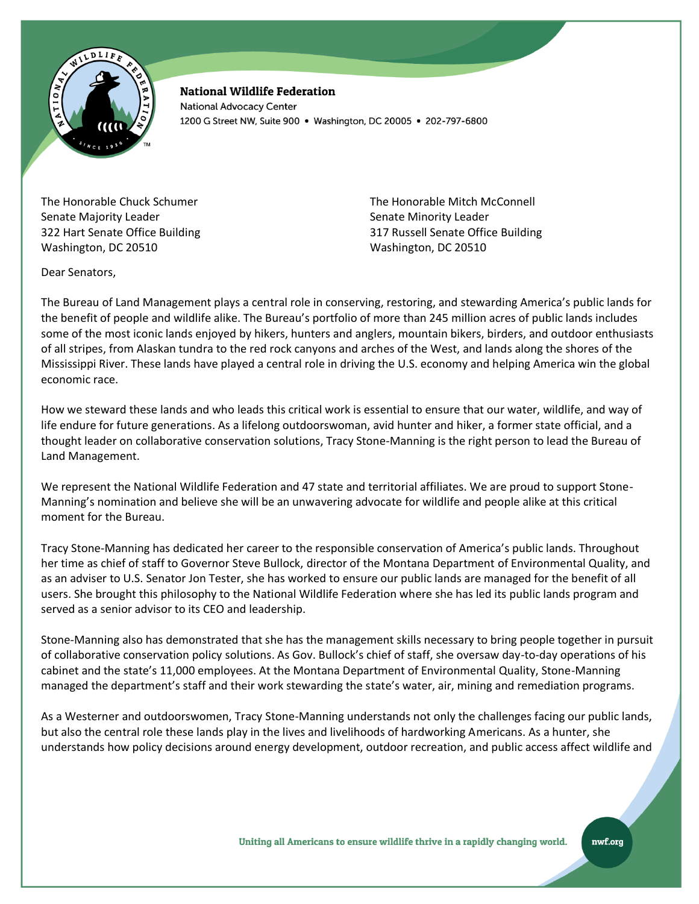**National Wildlife Federation**
National Advocacy Center
1200 G Street NW, Suite 900 • Washington, DC 20005 • 202-797-6800

The Honorable Chuck Schumer
Senate Majority Leader
322 Hart Senate Office Building
Washington, DC 20510

The Honorable Mitch McConnell
Senate Minority Leader
317 Russell Senate Office Building
Washington, DC 20510

Dear Senators,

The Bureau of Land Management plays a central role in conserving, restoring, and stewarding America's public lands for the benefit of people and wildlife alike. The Bureau's portfolio of more than 245 million acres of public lands includes some of the most iconic lands enjoyed by hikers, hunters and anglers, mountain bikers, birders, and outdoor enthusiasts of all stripes, from Alaskan tundra to the red rock canyons and arches of the West, and lands along the shores of the Mississippi River. These lands have played a central role in driving the U.S. economy and helping America win the global economic race.

How we steward these lands and who leads this critical work is essential to ensure that our water, wildlife, and way of life endure for future generations. As a lifelong outdoorswoman, avid hunter and hiker, a former state official, and a thought leader on collaborative conservation solutions, Tracy Stone-Manning is the right person to lead the Bureau of Land Management.

We represent the National Wildlife Federation and 47 state and territorial affiliates. We are proud to support Stone-Manning's nomination and believe she will be an unwavering advocate for wildlife and people alike at this critical moment for the Bureau.

Tracy Stone-Manning has dedicated her career to the responsible conservation of America's public lands. Throughout her time as chief of staff to Governor Steve Bullock, director of the Montana Department of Environmental Quality, and as an adviser to U.S. Senator Jon Tester, she has worked to ensure our public lands are managed for the benefit of all users. She brought this philosophy to the National Wildlife Federation where she has led its public lands program and served as a senior advisor to its CEO and leadership.

Stone-Manning also has demonstrated that she has the management skills necessary to bring people together in pursuit of collaborative conservation policy solutions. As Gov. Bullock's chief of staff, she oversaw day-to-day operations of his cabinet and the state's 11,000 employees. At the Montana Department of Environmental Quality, Stone-Manning managed the department's staff and their work stewarding the state's water, air, mining and remediation programs.

As a Westerner and outdoorswomen, Tracy Stone-Manning understands not only the challenges facing our public lands, but also the central role these lands play in the lives and livelihoods of hardworking Americans. As a hunter, she understands how policy decisions around energy development, outdoor recreation, and public access affect wildlife and

**Uniting all Americans to ensure wildlife thrive in a rapidly changing world.** nwf.org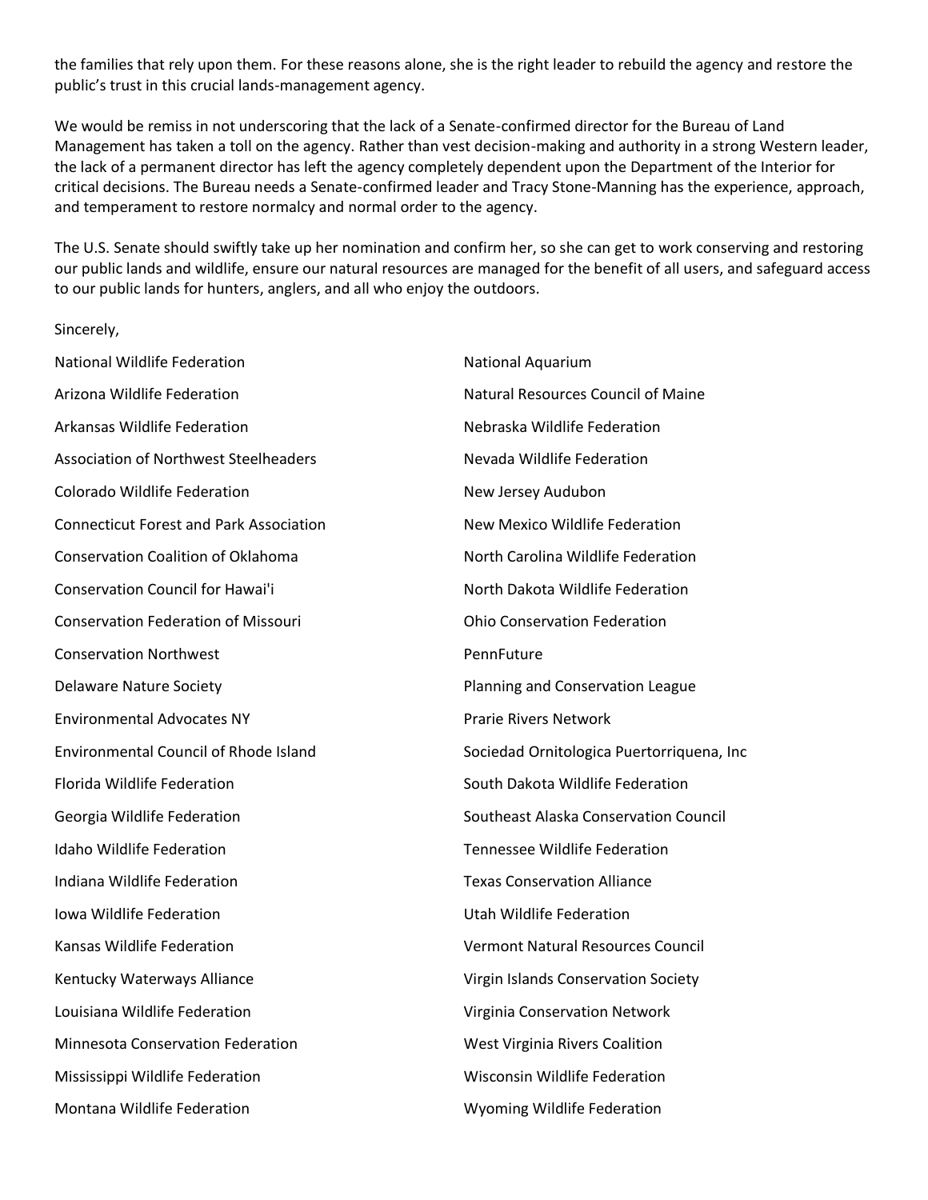the families that rely upon them. For these reasons alone, she is the right leader to rebuild the agency and restore the public's trust in this crucial lands-management agency.

We would be remiss in not underscoring that the lack of a Senate-confirmed director for the Bureau of Land Management has taken a toll on the agency. Rather than vest decision-making and authority in a strong Western leader, the lack of a permanent director has left the agency completely dependent upon the Department of the Interior for critical decisions. The Bureau needs a Senate-confirmed leader and Tracy Stone-Manning has the experience, approach, and temperament to restore normalcy and normal order to the agency.

The U.S. Senate should swiftly take up her nomination and confirm her, so she can get to work conserving and restoring our public lands and wildlife, ensure our natural resources are managed for the benefit of all users, and safeguard access to our public lands for hunters, anglers, and all who enjoy the outdoors.

Sincerely,

National Wildlife Federation
Arizona Wildlife Federation
Arkansas Wildlife Federation
Association of Northwest Steelheaders
Colorado Wildlife Federation
Connecticut Forest and Park Association
Conservation Coalition of Oklahoma
Conservation Council for Hawai'i
Conservation Federation of Missouri
Conservation Northwest
Delaware Nature Society
Environmental Advocates NY
Environmental Council of Rhode Island
Florida Wildlife Federation
Georgia Wildlife Federation
Idaho Wildlife Federation
Indiana Wildlife Federation
Iowa Wildlife Federation
Kansas Wildlife Federation
Kentucky Waterways Alliance
Louisiana Wildlife Federation
Minnesota Conservation Federation
Mississippi Wildlife Federation
Montana Wildlife Federation
National Aquarium
Natural Resources Council of Maine
Nebraska Wildlife Federation
Nevada Wildlife Federation
New Jersey Audubon
New Mexico Wildlife Federation
North Carolina Wildlife Federation
North Dakota Wildlife Federation
Ohio Conservation Federation
PennFuture
Planning and Conservation League
Prarie Rivers Network
Sociedad Ornitologica Puertorriquena, Inc
South Dakota Wildlife Federation
Southeast Alaska Conservation Council
Tennessee Wildlife Federation
Texas Conservation Alliance
Utah Wildlife Federation
Vermont Natural Resources Council
Virgin Islands Conservation Society
Virginia Conservation Network
West Virginia Rivers Coalition
Wisconsin Wildlife Federation
Wyoming Wildlife Federation